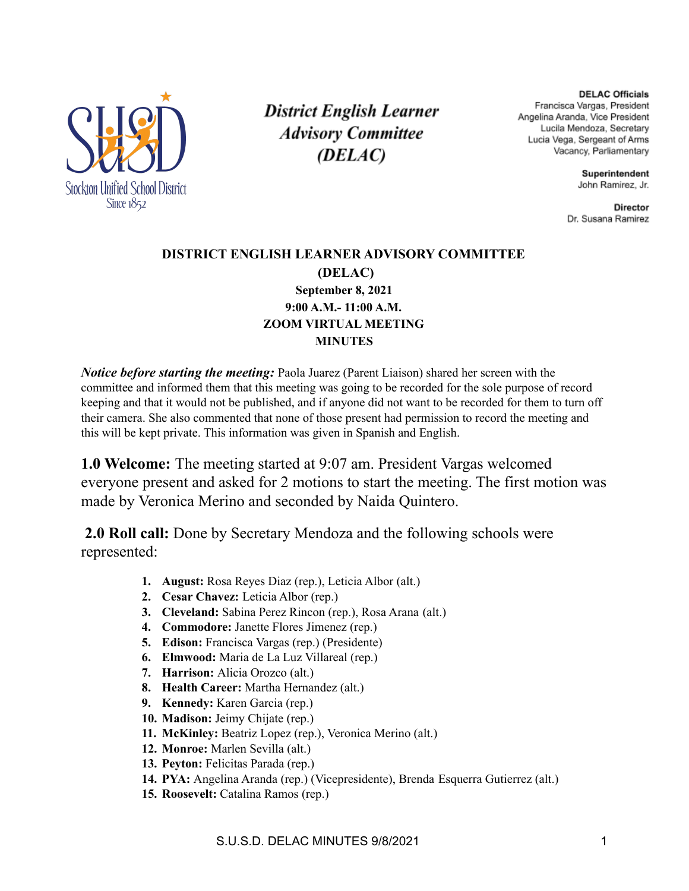Stockton Unified School District
Since 1852

***District English Learner Advisory Committee (DELAC)***

**DELAC Officials**
Francisca Vargas, President
Angelina Aranda, Vice President
Lucila Mendoza, Secretary
Lucia Vega, Sergeant of Arms
Vacancy, Parliamentary

**Superintendent**
John Ramirez, Jr.

**Director**
Dr. Susana Ramirez

**DISTRICT ENGLISH LEARNER ADVISORY COMMITTEE (DELAC)**
**September 8, 2021**
**9:00 A.M.- 11:00 A.M.**
**ZOOM VIRTUAL MEETING**
**MINUTES**

***Notice before starting the meeting:*** Paola Juarez (Parent Liaison) shared her screen with the committee and informed them that this meeting was going to be recorded for the sole purpose of record keeping and that it would not be published, and if anyone did not want to be recorded for them to turn off their camera. She also commented that none of those present had permission to record the meeting and this will be kept private. This information was given in Spanish and English.

**1.0 Welcome:** The meeting started at 9:07 am. President Vargas welcomed everyone present and asked for 2 motions to start the meeting. The first motion was made by Veronica Merino and seconded by Naida Quintero.

**2.0 Roll call:** Done by Secretary Mendoza and the following schools were represented:

1. **August:** Rosa Reyes Diaz (rep.), Leticia Albor (alt.)
2. **Cesar Chavez:** Leticia Albor (rep.)
3. **Cleveland:** Sabina Perez Rincon (rep.), Rosa Arana (alt.)
4. **Commodore:** Janette Flores Jimenez (rep.)
5. **Edison:** Francisca Vargas (rep.) (Presidente)
6. **Elmwood:** Maria de La Luz Villareal (rep.)
7. **Harrison:** Alicia Orozco (alt.)
8. **Health Career:** Martha Hernandez (alt.)
9. **Kennedy:** Karen Garcia (rep.)
10. **Madison:** Jeimy Chijate (rep.)
11. **McKinley:** Beatriz Lopez (rep.), Veronica Merino (alt.)
12. **Monroe:** Marlen Sevilla (alt.)
13. **Peyton:** Felicitas Parada (rep.)
14. **PYA:** Angelina Aranda (rep.) (Vicepresidente), Brenda Esquerra Gutierrez (alt.)
15. **Roosevelt:** Catalina Ramos (rep.)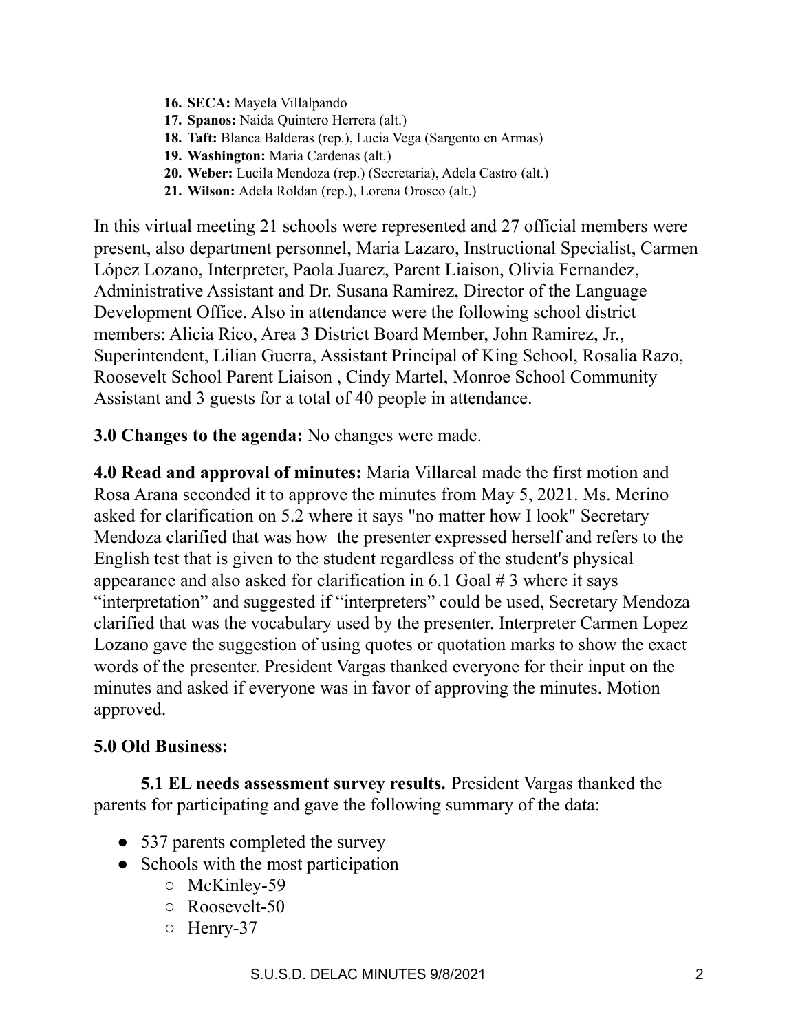16. **SECA:** Mayela Villalpando
17. **Spanos:** Naida Quintero Herrera (alt.)
18. **Taft:** Blanca Balderas (rep.), Lucia Vega (Sargento en Armas)
19. **Washington:** Maria Cardenas (alt.)
20. **Weber:** Lucila Mendoza (rep.) (Secretaria), Adela Castro (alt.)
21. **Wilson:** Adela Roldan (rep.), Lorena Orosco (alt.)

In this virtual meeting 21 schools were represented and 27 official members were present, also department personnel, Maria Lazaro, Instructional Specialist, Carmen López Lozano, Interpreter, Paola Juarez, Parent Liaison, Olivia Fernandez, Administrative Assistant and Dr. Susana Ramirez, Director of the Language Development Office. Also in attendance were the following school district members: Alicia Rico, Area 3 District Board Member, John Ramirez, Jr., Superintendent, Lilian Guerra, Assistant Principal of King School, Rosalia Razo, Roosevelt School Parent Liaison , Cindy Martel, Monroe School Community Assistant and 3 guests for a total of 40 people in attendance.

**3.0 Changes to the agenda:** No changes were made.

**4.0 Read and approval of minutes:** Maria Villareal made the first motion and Rosa Arana seconded it to approve the minutes from May 5, 2021. Ms. Merino asked for clarification on 5.2 where it says "no matter how I look" Secretary Mendoza clarified that was how the presenter expressed herself and refers to the English test that is given to the student regardless of the student's physical appearance and also asked for clarification in 6.1 Goal # 3 where it says "interpretation" and suggested if "interpreters" could be used, Secretary Mendoza clarified that was the vocabulary used by the presenter. Interpreter Carmen Lopez Lozano gave the suggestion of using quotes or quotation marks to show the exact words of the presenter. President Vargas thanked everyone for their input on the minutes and asked if everyone was in favor of approving the minutes. Motion approved.

**5.0 Old Business:**

**5.1 EL needs assessment survey results.** President Vargas thanked the parents for participating and gave the following summary of the data:

- 537 parents completed the survey
- Schools with the most participation
    - McKinley-59
    - Roosevelt-50
    - Henry-37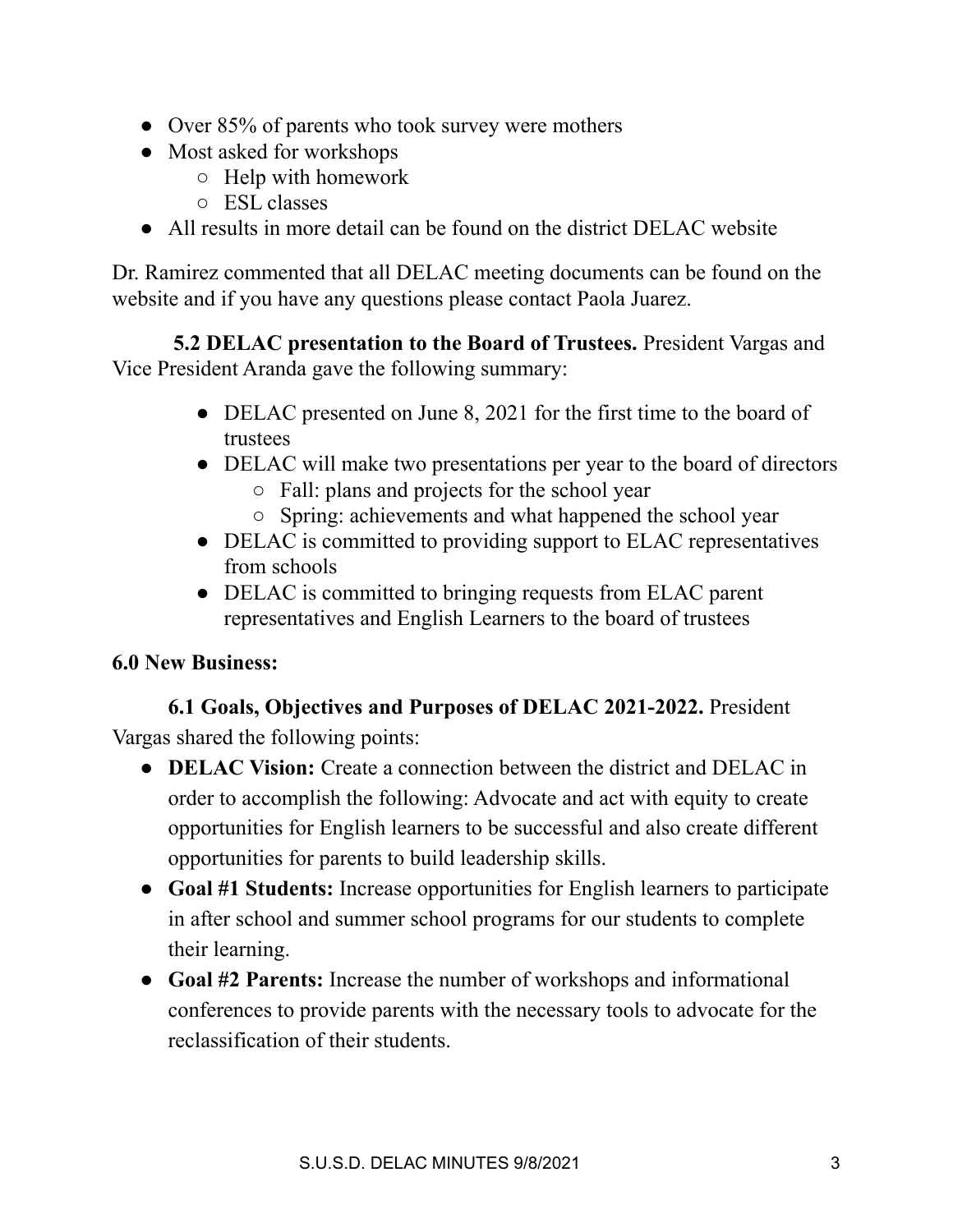- Over 85% of parents who took survey were mothers
- Most asked for workshops
    - Help with homework
    - ESL classes
- All results in more detail can be found on the district DELAC website

Dr. Ramirez commented that all DELAC meeting documents can be found on the website and if you have any questions please contact Paola Juarez.

**5.2 DELAC presentation to the Board of Trustees.** President Vargas and Vice President Aranda gave the following summary:

- DELAC presented on June 8, 2021 for the first time to the board of trustees
- DELAC will make two presentations per year to the board of directors
    - Fall: plans and projects for the school year
    - Spring: achievements and what happened the school year
- DELAC is committed to providing support to ELAC representatives from schools
- DELAC is committed to bringing requests from ELAC parent representatives and English Learners to the board of trustees

**6.0 New Business:**

**6.1 Goals, Objectives and Purposes of DELAC 2021-2022.** President Vargas shared the following points:

- **DELAC Vision:** Create a connection between the district and DELAC in order to accomplish the following: Advocate and act with equity to create opportunities for English learners to be successful and also create different opportunities for parents to build leadership skills.
- **Goal #1 Students:** Increase opportunities for English learners to participate in after school and summer school programs for our students to complete their learning.
- **Goal #2 Parents:** Increase the number of workshops and informational conferences to provide parents with the necessary tools to advocate for the reclassification of their students.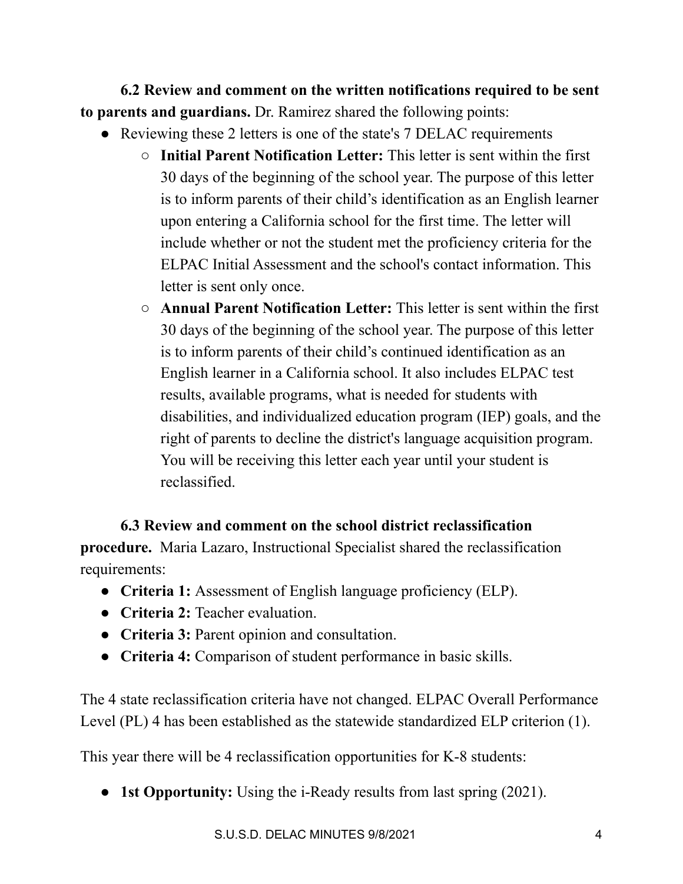**6.2 Review and comment on the written notifications required to be sent to parents and guardians.** Dr. Ramirez shared the following points:

- Reviewing these 2 letters is one of the state's 7 DELAC requirements
  - **Initial Parent Notification Letter:** This letter is sent within the first 30 days of the beginning of the school year. The purpose of this letter is to inform parents of their child's identification as an English learner upon entering a California school for the first time. The letter will include whether or not the student met the proficiency criteria for the ELPAC Initial Assessment and the school's contact information. This letter is sent only once.
  - **Annual Parent Notification Letter:** This letter is sent within the first 30 days of the beginning of the school year. The purpose of this letter is to inform parents of their child's continued identification as an English learner in a California school. It also includes ELPAC test results, available programs, what is needed for students with disabilities, and individualized education program (IEP) goals, and the right of parents to decline the district's language acquisition program. You will be receiving this letter each year until your student is reclassified.

**6.3 Review and comment on the school district reclassification procedure.** Maria Lazaro, Instructional Specialist shared the reclassification requirements:

- **Criteria 1:** Assessment of English language proficiency (ELP).
- **Criteria 2:** Teacher evaluation.
- **Criteria 3:** Parent opinion and consultation.
- **Criteria 4:** Comparison of student performance in basic skills.

The 4 state reclassification criteria have not changed. ELPAC Overall Performance Level (PL) 4 has been established as the statewide standardized ELP criterion (1).

This year there will be 4 reclassification opportunities for K-8 students:

- **1st Opportunity:** Using the i-Ready results from last spring (2021).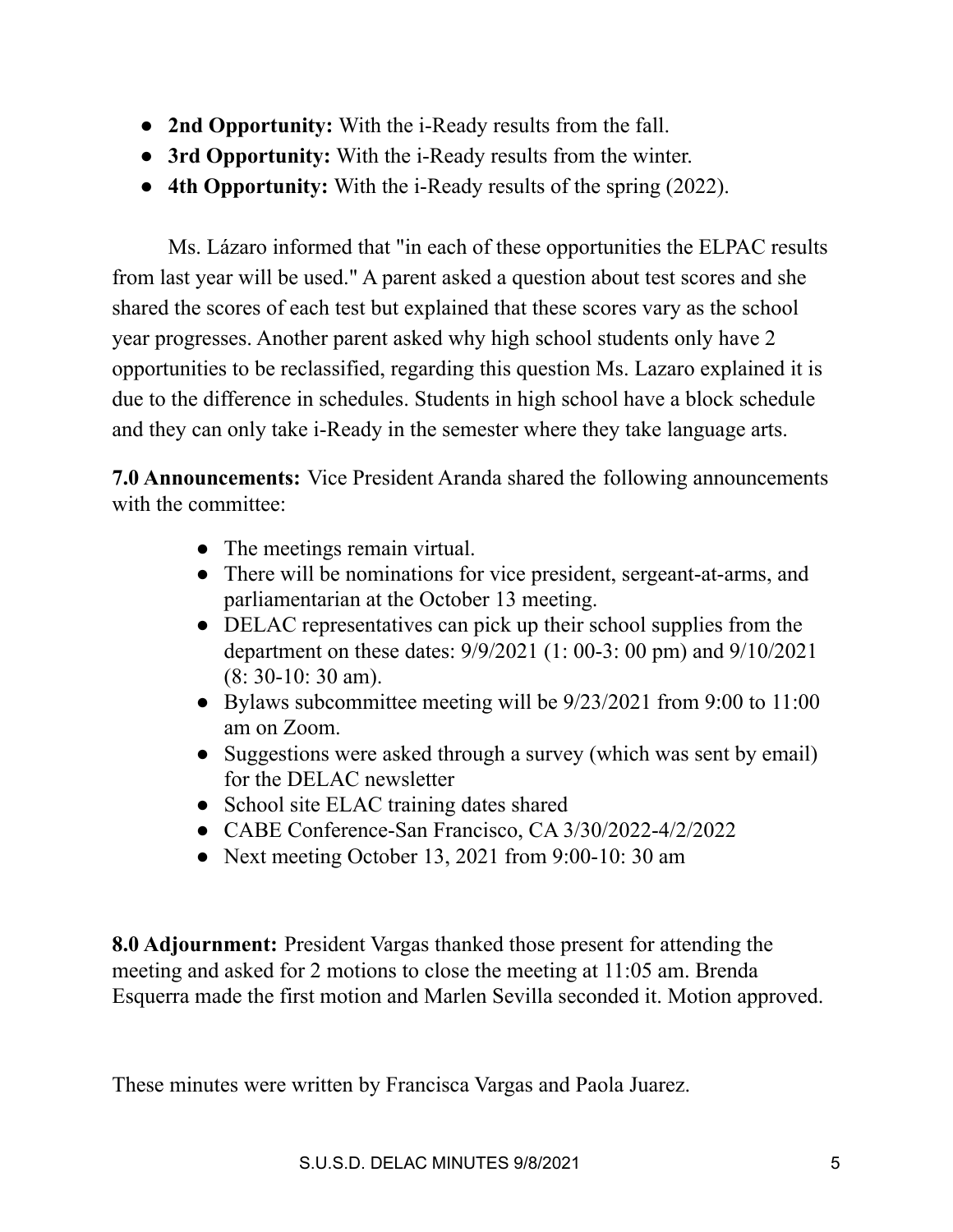- **2nd Opportunity:** With the i-Ready results from the fall.
- **3rd Opportunity:** With the i-Ready results from the winter.
- **4th Opportunity:** With the i-Ready results of the spring (2022).

Ms. Lázaro informed that "in each of these opportunities the ELPAC results from last year will be used." A parent asked a question about test scores and she shared the scores of each test but explained that these scores vary as the school year progresses. Another parent asked why high school students only have 2 opportunities to be reclassified, regarding this question Ms. Lazaro explained it is due to the difference in schedules. Students in high school have a block schedule and they can only take i-Ready in the semester where they take language arts.

**7.0 Announcements:** Vice President Aranda shared the following announcements with the committee:

- The meetings remain virtual.
- There will be nominations for vice president, sergeant-at-arms, and parliamentarian at the October 13 meeting.
- DELAC representatives can pick up their school supplies from the department on these dates: 9/9/2021 (1: 00-3: 00 pm) and 9/10/2021 (8: 30-10: 30 am).
- Bylaws subcommittee meeting will be 9/23/2021 from 9:00 to 11:00 am on Zoom.
- Suggestions were asked through a survey (which was sent by email) for the DELAC newsletter
- School site ELAC training dates shared
- CABE Conference-San Francisco, CA 3/30/2022-4/2/2022
- Next meeting October 13, 2021 from 9:00-10: 30 am

**8.0 Adjournment:** President Vargas thanked those present for attending the meeting and asked for 2 motions to close the meeting at 11:05 am. Brenda Esquerra made the first motion and Marlen Sevilla seconded it. Motion approved.

These minutes were written by Francisca Vargas and Paola Juarez.